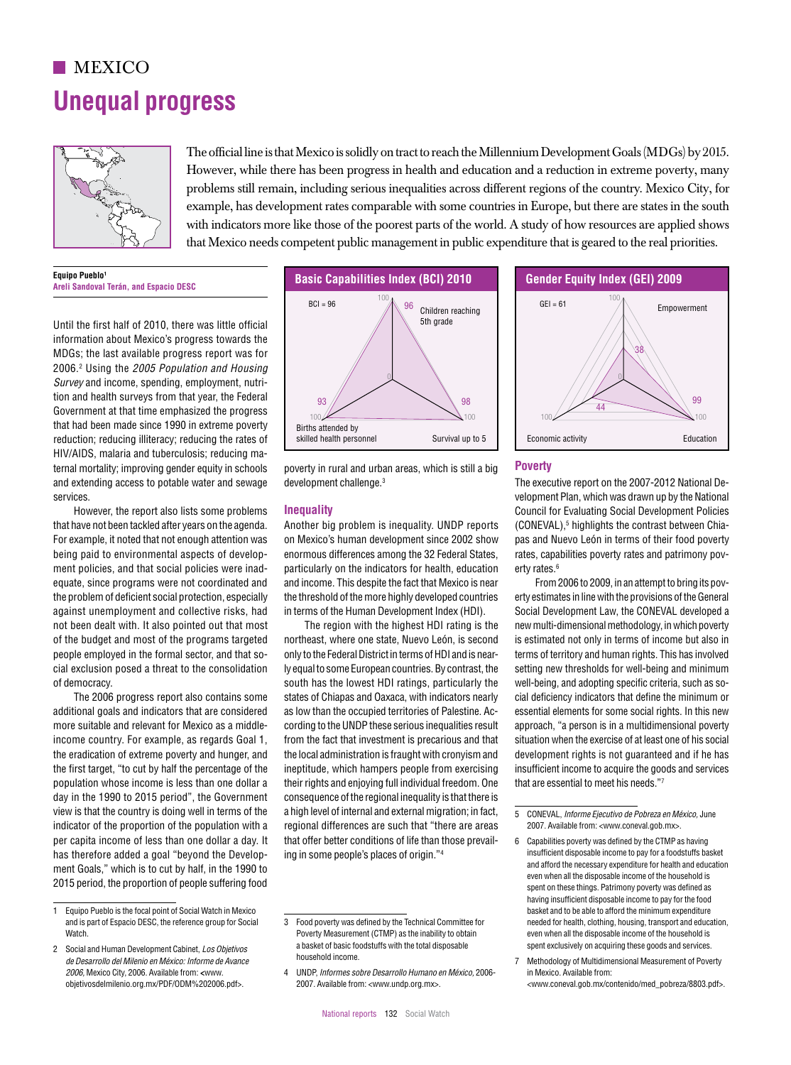# MEXICO

# Unequal progress

The official line is that Mexico is solidly on tract to reach the Millennium Development Goals (MDGs) by 2015. However, while there has been progress in health and education and a reduction in extreme poverty, many problems still remain, including serious inequalities across different regions of the country. Mexico City, for example, has development rates comparable with some countries in Europe, but there are states in the south with indicators more like those of the poorest parts of the world. A study of how resources are applied shows that Mexico needs competent public management in public expenditure that is geared to the real priorities.

**Equipo Pueblo**[1]
**Areli Sandoval Terán, and Espacio DESC**

**Basic Capabilities Index (BCI) 2010**

BCI = 96

- Children reaching 5th grade: 96
- Survival up to 5: 98
- Births attended by skilled health personnel: 93

**Gender Equity Index (GEI) 2009**

GEI = 61

- Empowerment: 38
- Education: 99
- Economic activity: 44

Until the first half of 2010, there was little official information about Mexico's progress towards the MDGs; the last available progress report was for 2006.[2] Using the *2005 Population and Housing Survey* and income, spending, employment, nutrition and health surveys from that year, the Federal Government at that time emphasized the progress that had been made since 1990 in extreme poverty reduction; reducing illiteracy; reducing the rates of HIV/AIDS, malaria and tuberculosis; reducing maternal mortality; improving gender equity in schools and extending access to potable water and sewage services.

However, the report also lists some problems that have not been tackled after years on the agenda. For example, it noted that not enough attention was being paid to environmental aspects of development policies, and that social policies were inadequate, since programs were not coordinated and the problem of deficient social protection, especially against unemployment and collective risks, had not been dealt with. It also pointed out that most of the budget and most of the programs targeted people employed in the formal sector, and that social exclusion posed a threat to the consolidation of democracy.

The 2006 progress report also contains some additional goals and indicators that are considered more suitable and relevant for Mexico as a middle-income country. For example, as regards Goal 1, the eradication of extreme poverty and hunger, and the first target, "to cut by half the percentage of the population whose income is less than one dollar a day in the 1990 to 2015 period", the Government view is that the country is doing well in terms of the indicator of the proportion of the population with a per capita income of less than one dollar a day. It has therefore added a goal "beyond the Development Goals," which is to cut by half, in the 1990 to 2015 period, the proportion of people suffering food poverty in rural and urban areas, which is still a big development challenge.[3]

## Inequality

Another big problem is inequality. UNDP reports on Mexico's human development since 2002 show enormous differences among the 32 Federal States, particularly on the indicators for health, education and income. This despite the fact that Mexico is near the threshold of the more highly developed countries in terms of the Human Development Index (HDI).

The region with the highest HDI rating is the northeast, where one state, Nuevo León, is second only to the Federal District in terms of HDI and is nearly equal to some European countries. By contrast, the south has the lowest HDI ratings, particularly the states of Chiapas and Oaxaca, with indicators nearly as low than the occupied territories of Palestine. According to the UNDP these serious inequalities result from the fact that investment is precarious and that the local administration is fraught with cronyism and ineptitude, which hampers people from exercising their rights and enjoying full individual freedom. One consequence of the regional inequality is that there is a high level of internal and external migration; in fact, regional differences are such that "there are areas that offer better conditions of life than those prevailing in some people's places of origin."[4]

## Poverty

The executive report on the 2007-2012 National Development Plan, which was drawn up by the National Council for Evaluating Social Development Policies (CONEVAL),[5] highlights the contrast between Chiapas and Nuevo León in terms of their food poverty rates, capabilities poverty rates and patrimony poverty rates.[6]

From 2006 to 2009, in an attempt to bring its poverty estimates in line with the provisions of the General Social Development Law, the CONEVAL developed a new multi-dimensional methodology, in which poverty is estimated not only in terms of income but also in terms of territory and human rights. This has involved setting new thresholds for well-being and minimum well-being, and adopting specific criteria, such as social deficiency indicators that define the minimum or essential elements for some social rights. In this new approach, "a person is in a multidimensional poverty situation when the exercise of at least one of his social development rights is not guaranteed and if he has insufficient income to acquire the goods and services that are essential to meet his needs."[7]

---

1 Equipo Pueblo is the focal point of Social Watch in Mexico and is part of Espacio DESC, the reference group for Social Watch.

2 Social and Human Development Cabinet, *Los Objetivos de Desarrollo del Milenio en México: Informe de Avance 2006*, Mexico City, 2006. Available from: <www.objetivosdelmilenio.org.mx/PDF/ODM%202006.pdf>.

3 Food poverty was defined by the Technical Committee for Poverty Measurement (CTMP) as the inability to obtain a basket of basic foodstuffs with the total disposable household income.

4 UNDP, *Informes sobre Desarrollo Humano en México*, 2006-2007. Available from: <www.undp.org.mx>.

5 CONEVAL, *Informe Ejecutivo de Pobreza en México*, June 2007. Available from: <www.coneval.gob.mx>.

6 Capabilities poverty was defined by the CTMP as having insufficient disposable income to pay for a foodstuffs basket and afford the necessary expenditure for health and education even when all the disposable income of the household is spent on these things. Patrimony poverty was defined as having insufficient disposable income to pay for the food basket and to be able to afford the minimum expenditure needed for health, clothing, housing, transport and education, even when all the disposable income of the household is spent exclusively on acquiring these goods and services.

7 Methodology of Multidimensional Measurement of Poverty in Mexico. Available from: <www.coneval.gob.mx/contenido/med_pobreza/8803.pdf>.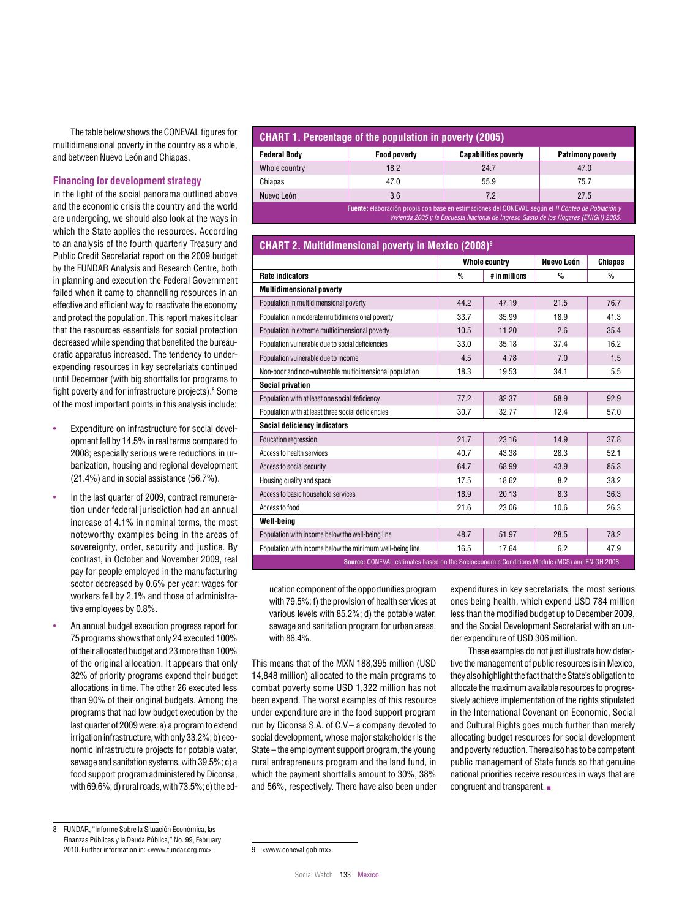The table below shows the CONEVAL figures for multidimensional poverty in the country as a whole, and between Nuevo León and Chiapas.

### Financing for development strategy

In the light of the social panorama outlined above and the economic crisis the country and the world are undergoing, we should also look at the ways in which the State applies the resources. According to an analysis of the fourth quarterly Treasury and Public Credit Secretariat report on the 2009 budget by the FUNDAR Analysis and Research Centre, both in planning and execution the Federal Government failed when it came to channelling resources in an effective and efficient way to reactivate the economy and protect the population. This report makes it clear that the resources essentials for social protection decreased while spending that benefited the bureaucratic apparatus increased. The tendency to under-expending resources in key secretariats continued until December (with big shortfalls for programs to fight poverty and for infrastructure projects).[8] Some of the most important points in this analysis include:

- Expenditure on infrastructure for social development fell by 14.5% in real terms compared to 2008; especially serious were reductions in urbanization, housing and regional development (21.4%) and in social assistance (56.7%).
- In the last quarter of 2009, contract remuneration under federal jurisdiction had an annual increase of 4.1% in nominal terms, the most noteworthy examples being in the areas of sovereignty, order, security and justice. By contrast, in October and November 2009, real pay for people employed in the manufacturing sector decreased by 0.6% per year: wages for workers fell by 2.1% and those of administrative employees by 0.8%.
- An annual budget execution progress report for 75 programs shows that only 24 executed 100% of their allocated budget and 23 more than 100% of the original allocation. It appears that only 32% of priority programs expend their budget allocations in time. The other 26 executed less than 90% of their original budgets. Among the programs that had low budget execution by the last quarter of 2009 were: a) a program to extend irrigation infrastructure, with only 33.2%; b) economic infrastructure projects for potable water, sewage and sanitation systems, with 39.5%; c) a food support program administered by Diconsa, with 69.6%; d) rural roads, with 73.5%; e) the education component of the opportunities program with 79.5%; f) the provision of health services at various levels with 85.2%; d) the potable water, sewage and sanitation program for urban areas, with 86.4%.

**CHART 1. Percentage of the population in poverty (2005)**

| Federal Body | Food poverty | Capabilities poverty | Patrimony poverty |
|---|---|---|---|
| Whole country | 18.2 | 24.7 | 47.0 |
| Chiapas | 47.0 | 55.9 | 75.7 |
| Nuevo León | 3.6 | 7.2 | 27.5 |

**Fuente:** elaboración propia con base en estimaciones del CONEVAL según el *II Conteo de Población y Vivienda 2005 y la Encuesta Nacional de Ingreso Gasto de los Hogares (ENIGH) 2005.*

**CHART 2. Multidimensional poverty in Mexico (2008)[9]**

| | Whole country | | Nuevo León | Chiapas |
|---|---|---|---|---|
| **Rate indicators** | % | # in millions | % | % |
| **Multidimensional poverty** | | | | |
| Population in multidimensional poverty | 44.2 | 47.19 | 21.5 | 76.7 |
| Population in moderate multidimensional poverty | 33.7 | 35.99 | 18.9 | 41.3 |
| Population in extreme multidimensional poverty | 10.5 | 11.20 | 2.6 | 35.4 |
| Population vulnerable due to social deficiencies | 33.0 | 35.18 | 37.4 | 16.2 |
| Population vulnerable due to income | 4.5 | 4.78 | 7.0 | 1.5 |
| Non-poor and non-vulnerable multidimensional population | 18.3 | 19.53 | 34.1 | 5.5 |
| **Social privation** | | | | |
| Population with at least one social deficiency | 77.2 | 82.37 | 58.9 | 92.9 |
| Population with at least three social deficiencies | 30.7 | 32.77 | 12.4 | 57.0 |
| **Social deficiency indicators** | | | | |
| Education regression | 21.7 | 23.16 | 14.9 | 37.8 |
| Access to health services | 40.7 | 43.38 | 28.3 | 52.1 |
| Access to social security | 64.7 | 68.99 | 43.9 | 85.3 |
| Housing quality and space | 17.5 | 18.62 | 8.2 | 38.2 |
| Access to basic household services | 18.9 | 20.13 | 8.3 | 36.3 |
| Access to food | 21.6 | 23.06 | 10.6 | 26.3 |
| **Well-being** | | | | |
| Population with income below the well-being line | 48.7 | 51.97 | 28.5 | 78.2 |
| Population with income below the minimum well-being line | 16.5 | 17.64 | 6.2 | 47.9 |

**Source:** CONEVAL estimates based on the Socioeconomic Conditions Module (MCS) and ENIGH 2008.

This means that of the MXN 188,395 million (USD 14,848 million) allocated to the main programs to combat poverty some USD 1,322 million has not been expend. The worst examples of this resource under expenditure are in the food support program run by Diconsa S.A. of C.V.– a company devoted to social development, whose major stakeholder is the State – the employment support program, the young rural entrepreneurs program and the land fund, in which the payment shortfalls amount to 30%, 38% and 56%, respectively. There have also been under expenditures in key secretariats, the most serious ones being health, which expend USD 784 million less than the modified budget up to December 2009, and the Social Development Secretariat with an under expenditure of USD 306 million.

These examples do not just illustrate how defective the management of public resources is in Mexico, they also highlight the fact that the State's obligation to allocate the maximum available resources to progressively achieve implementation of the rights stipulated in the International Covenant on Economic, Social and Cultural Rights goes much further than merely allocating budget resources for social development and poverty reduction. There also has to be competent public management of State funds so that genuine national priorities receive resources in ways that are congruent and transparent. ■

---

8 FUNDAR, "Informe Sobre la Situación Económica, las Finanzas Públicas y la Deuda Pública," No. 99, February 2010. Further information in: <www.fundar.org.mx>.

9 <www.coneval.gob.mx>.